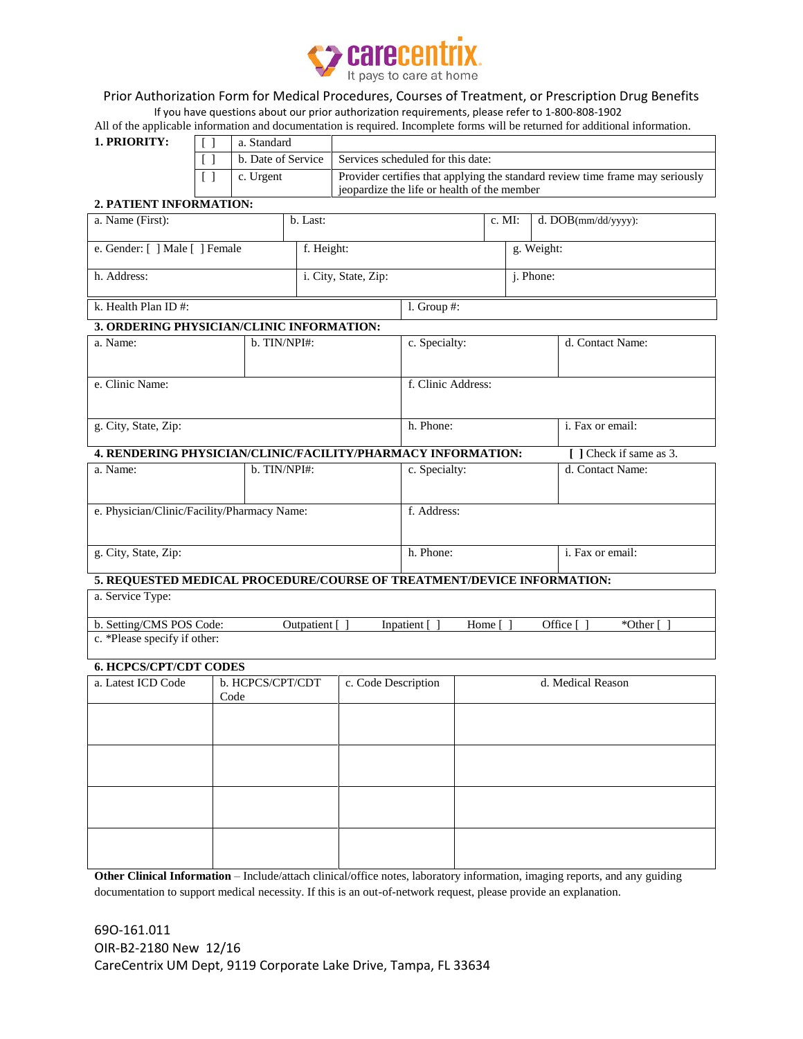carecentrix
It pays to care at home

# Prior Authorization Form for Medical Procedures, Courses of Treatment, or Prescription Drug Benefits

If you have questions about our prior authorization requirements, please refer to 1-800-808-1902

All of the applicable information and documentation is required. Incomplete forms will be returned for additional information.

**1. PRIORITY:**

| | | |
|---|---|---|
| [ ] | a. Standard | |
| [ ] | b. Date of Service | Services scheduled for this date: |
| [ ] | c. Urgent | Provider certifies that applying the standard review time frame may seriously jeopardize the life or health of the member |

**2. PATIENT INFORMATION:**

| | | | |
|---|---|---|---|
| a. Name (First): | b. Last: | c. MI: | d. DOB(mm/dd/yyyy): |
| e. Gender: [ ] Male [ ] Female | f. Height: | | g. Weight: |
| h. Address: | i. City, State, Zip: | | j. Phone: |
| k. Health Plan ID #: | l. Group #: | | |

**3. ORDERING PHYSICIAN/CLINIC INFORMATION:**

| | | | |
|---|---|---|---|
| a. Name: | b. TIN/NPI#: | c. Specialty: | d. Contact Name: |
| e. Clinic Name: | | f. Clinic Address: | |
| g. City, State, Zip: | | h. Phone: | i. Fax or email: |

**4. RENDERING PHYSICIAN/CLINIC/FACILITY/PHARMACY INFORMATION:** **[ ]** Check if same as 3.

| | | | |
|---|---|---|---|
| a. Name: | b. TIN/NPI#: | c. Specialty: | d. Contact Name: |
| e. Physician/Clinic/Facility/Pharmacy Name: | | f. Address: | |
| g. City, State, Zip: | | h. Phone: | i. Fax or email: |

**5. REQUESTED MEDICAL PROCEDURE/COURSE OF TREATMENT/DEVICE INFORMATION:**

| | | | | | |
|---|---|---|---|---|---|
| a. Service Type: | | | | | |
| b. Setting/CMS POS Code: | Outpatient [ ] | Inpatient [ ] | Home [ ] | Office [ ] | *Other [ ] |
| c. *Please specify if other: | | | | | |

**6. HCPCS/CPT/CDT CODES**

| a. Latest ICD Code | b. HCPCS/CPT/CDT Code | c. Code Description | d. Medical Reason |
|---|---|---|---|
| | | | |
| | | | |
| | | | |
| | | | |

**Other Clinical Information** – Include/attach clinical/office notes, laboratory information, imaging reports, and any guiding documentation to support medical necessity. If this is an out-of-network request, please provide an explanation.

69O-161.011
OIR-B2-2180 New 12/16
CareCentrix UM Dept, 9119 Corporate Lake Drive, Tampa, FL 33634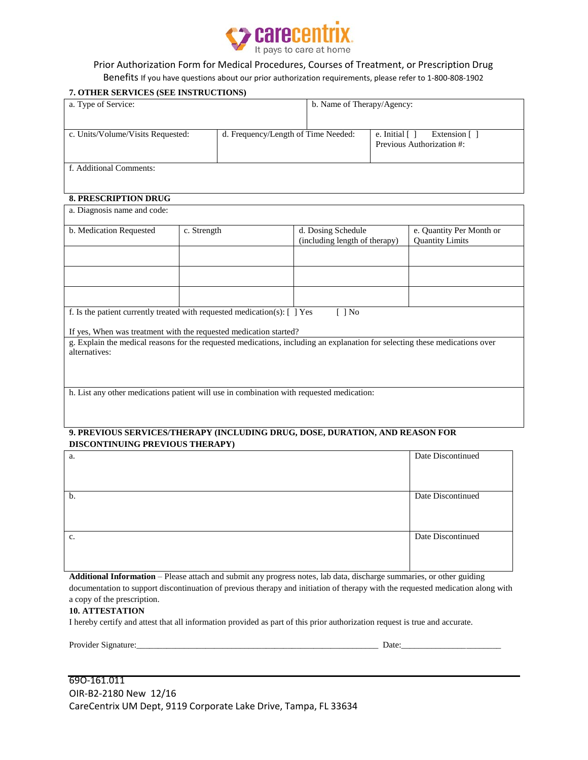Prior Authorization Form for Medical Procedures, Courses of Treatment, or Prescription Drug Benefits If you have questions about our prior authorization requirements, please refer to 1-800-808-1902

**7. OTHER SERVICES (SEE INSTRUCTIONS)**

| a. Type of Service: | | b. Name of Therapy/Agency: |
|---|---|---|
| c. Units/Volume/Visits Requested: | d. Frequency/Length of Time Needed: | e. Initial [ ] Extension [ ] Previous Authorization #: |
| f. Additional Comments: | | |

**8. PRESCRIPTION DRUG**

| a. Diagnosis name and code: | | | |
|---|---|---|---|
| b. Medication Requested | c. Strength | d. Dosing Schedule (including length of therapy) | e. Quantity Per Month or Quantity Limits |
| | | | |
| | | | |
| | | | |

f. Is the patient currently treated with requested medication(s): [ ] Yes [ ] No

If yes, When was treatment with the requested medication started?

g. Explain the medical reasons for the requested medications, including an explanation for selecting these medications over alternatives:

h. List any other medications patient will use in combination with requested medication:

**9. PREVIOUS SERVICES/THERAPY (INCLUDING DRUG, DOSE, DURATION, AND REASON FOR DISCONTINUING PREVIOUS THERAPY)**

| | |
|---|---|
| a. | Date Discontinued |
| b. | Date Discontinued |
| c. | Date Discontinued |

**Additional Information** – Please attach and submit any progress notes, lab data, discharge summaries, or other guiding documentation to support discontinuation of previous therapy and initiation of therapy with the requested medication along with a copy of the prescription.

**10. ATTESTATION**

I hereby certify and attest that all information provided as part of this prior authorization request is true and accurate.

Provider Signature:\_\_\_\_\_\_\_\_\_\_\_\_\_\_\_\_\_\_\_\_\_\_\_\_\_\_\_\_\_\_\_\_\_\_\_\_\_\_\_\_\_\_\_\_\_\_\_\_ Date:\_\_\_\_\_\_\_\_\_\_\_\_\_\_\_\_\_\_\_\_

69O-161.011
OIR-B2-2180 New 12/16
CareCentrix UM Dept, 9119 Corporate Lake Drive, Tampa, FL 33634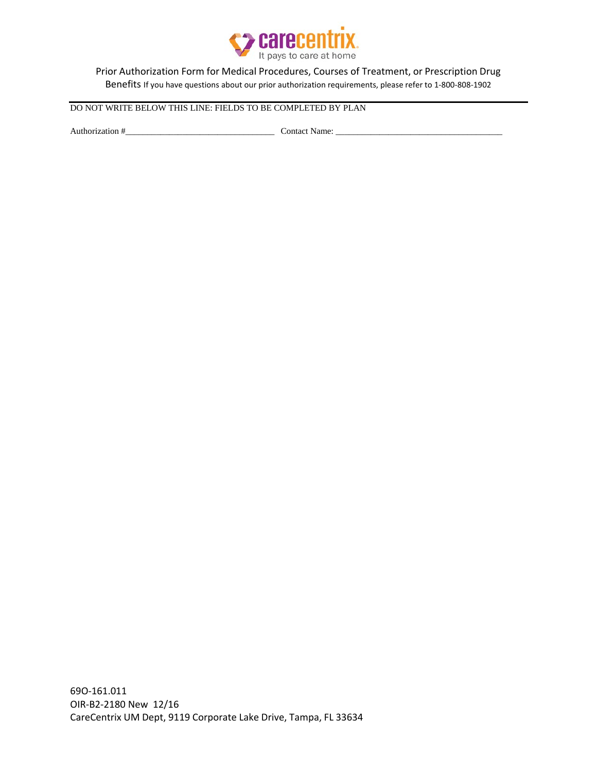carecentrix
It pays to care at home

Prior Authorization Form for Medical Procedures, Courses of Treatment, or Prescription Drug Benefits If you have questions about our prior authorization requirements, please refer to 1-800-808-1902

---

DO NOT WRITE BELOW THIS LINE: FIELDS TO BE COMPLETED BY PLAN

Authorization #_________________________________ Contact Name: _____________________________________

69O-161.011
OIR-B2-2180 New 12/16
CareCentrix UM Dept, 9119 Corporate Lake Drive, Tampa, FL 33634